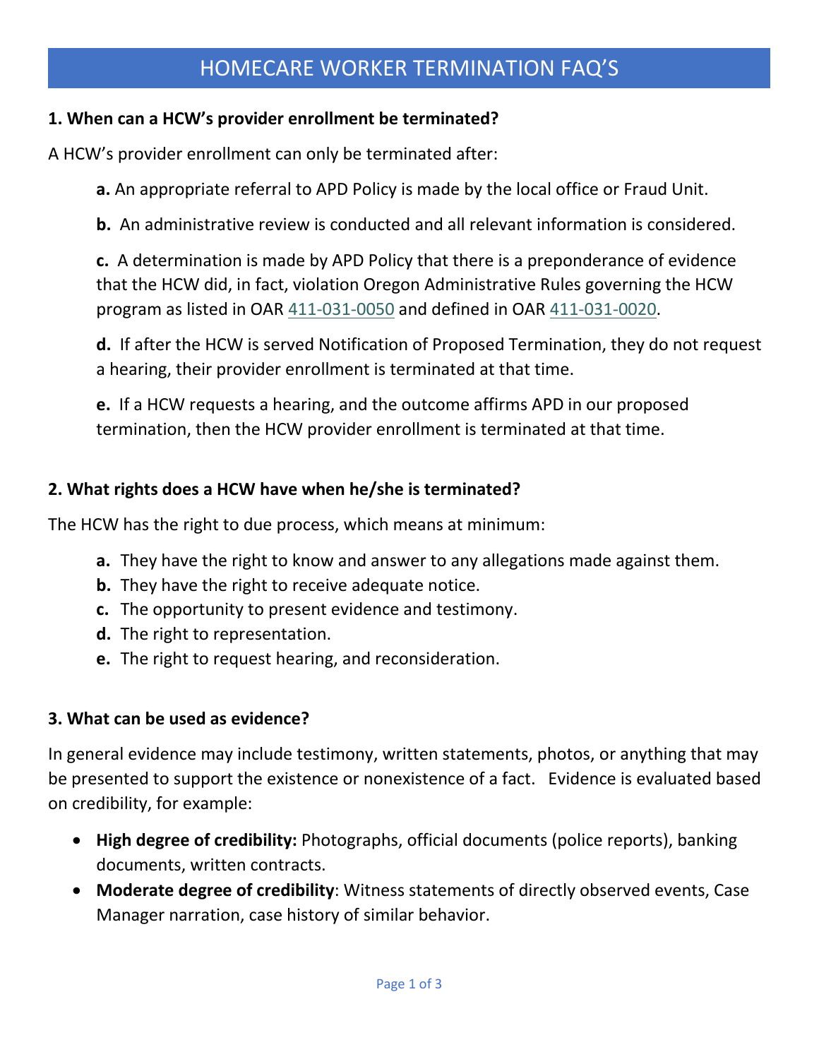# HOMECARE WORKER TERMINATION FAQ'S

**1. When can a HCW's provider enrollment be terminated?**

A HCW's provider enrollment can only be terminated after:

**a.** An appropriate referral to APD Policy is made by the local office or Fraud Unit.

**b.** An administrative review is conducted and all relevant information is considered.

**c.** A determination is made by APD Policy that there is a preponderance of evidence that the HCW did, in fact, violation Oregon Administrative Rules governing the HCW program as listed in OAR 411-031-0050 and defined in OAR 411-031-0020.

**d.** If after the HCW is served Notification of Proposed Termination, they do not request a hearing, their provider enrollment is terminated at that time.

**e.** If a HCW requests a hearing, and the outcome affirms APD in our proposed termination, then the HCW provider enrollment is terminated at that time.

**2. What rights does a HCW have when he/she is terminated?**

The HCW has the right to due process, which means at minimum:

**a.** They have the right to know and answer to any allegations made against them.
**b.** They have the right to receive adequate notice.
**c.** The opportunity to present evidence and testimony.
**d.** The right to representation.
**e.** The right to request hearing, and reconsideration.

**3. What can be used as evidence?**

In general evidence may include testimony, written statements, photos, or anything that may be presented to support the existence or nonexistence of a fact. Evidence is evaluated based on credibility, for example:

- **High degree of credibility:** Photographs, official documents (police reports), banking documents, written contracts.
- **Moderate degree of credibility**: Witness statements of directly observed events, Case Manager narration, case history of similar behavior.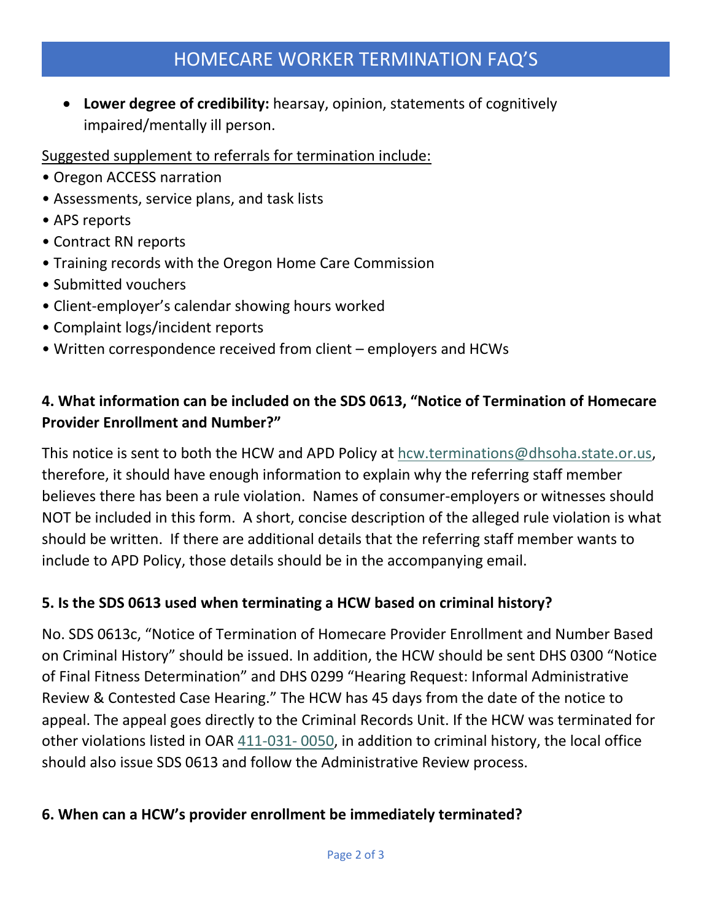- **Lower degree of credibility:** hearsay, opinion, statements of cognitively impaired/mentally ill person.

Suggested supplement to referrals for termination include:

- Oregon ACCESS narration
- Assessments, service plans, and task lists
- APS reports
- Contract RN reports
- Training records with the Oregon Home Care Commission
- Submitted vouchers
- Client-employer's calendar showing hours worked
- Complaint logs/incident reports
- Written correspondence received from client – employers and HCWs

### 4. What information can be included on the SDS 0613, "Notice of Termination of Homecare Provider Enrollment and Number?"

This notice is sent to both the HCW and APD Policy at hcw.terminations@dhsoha.state.or.us, therefore, it should have enough information to explain why the referring staff member believes there has been a rule violation. Names of consumer-employers or witnesses should NOT be included in this form. A short, concise description of the alleged rule violation is what should be written. If there are additional details that the referring staff member wants to include to APD Policy, those details should be in the accompanying email.

### 5. Is the SDS 0613 used when terminating a HCW based on criminal history?

No. SDS 0613c, "Notice of Termination of Homecare Provider Enrollment and Number Based on Criminal History" should be issued. In addition, the HCW should be sent DHS 0300 "Notice of Final Fitness Determination" and DHS 0299 "Hearing Request: Informal Administrative Review & Contested Case Hearing." The HCW has 45 days from the date of the notice to appeal. The appeal goes directly to the Criminal Records Unit. If the HCW was terminated for other violations listed in OAR 411-031- 0050, in addition to criminal history, the local office should also issue SDS 0613 and follow the Administrative Review process.

### 6. When can a HCW's provider enrollment be immediately terminated?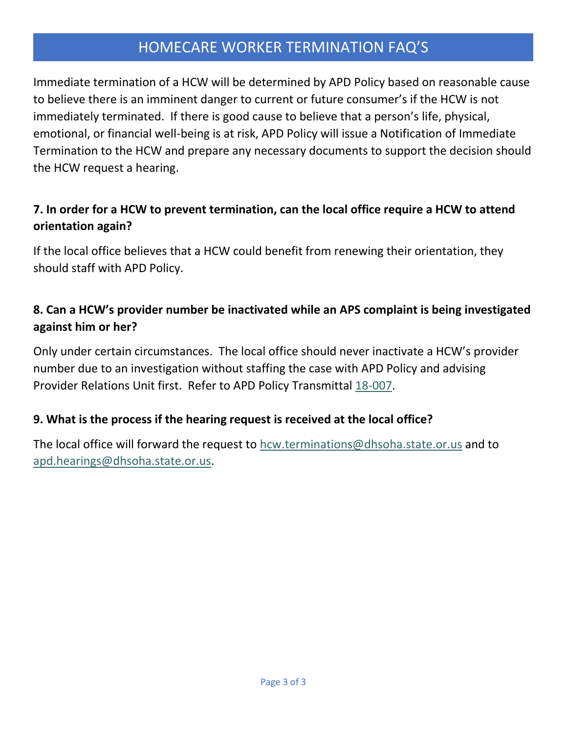# HOMECARE WORKER TERMINATION FAQ'S

Immediate termination of a HCW will be determined by APD Policy based on reasonable cause to believe there is an imminent danger to current or future consumer's if the HCW is not immediately terminated. If there is good cause to believe that a person's life, physical, emotional, or financial well-being is at risk, APD Policy will issue a Notification of Immediate Termination to the HCW and prepare any necessary documents to support the decision should the HCW request a hearing.

**7. In order for a HCW to prevent termination, can the local office require a HCW to attend orientation again?**

If the local office believes that a HCW could benefit from renewing their orientation, they should staff with APD Policy.

**8. Can a HCW's provider number be inactivated while an APS complaint is being investigated against him or her?**

Only under certain circumstances. The local office should never inactivate a HCW's provider number due to an investigation without staffing the case with APD Policy and advising Provider Relations Unit first. Refer to APD Policy Transmittal 18-007.

**9. What is the process if the hearing request is received at the local office?**

The local office will forward the request to hcw.terminations@dhsoha.state.or.us and to apd.hearings@dhsoha.state.or.us.